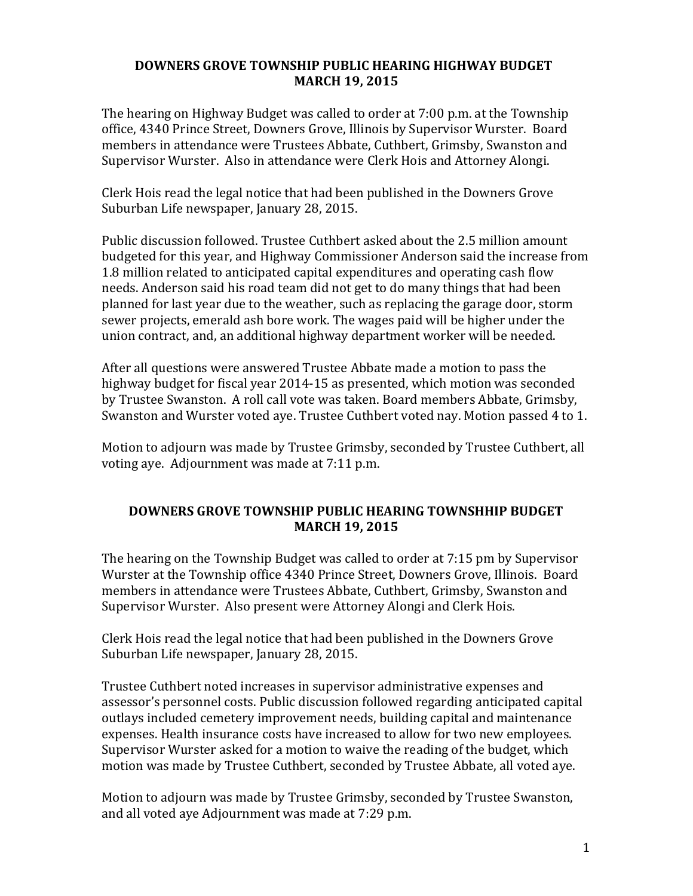## DOWNERS GROVE TOWNSHIP PUBLIC HEARING HIGHWAY BUDGET
## MARCH 19, 2015

The hearing on Highway Budget was called to order at 7:00 p.m. at the Township office, 4340 Prince Street, Downers Grove, Illinois by Supervisor Wurster. Board members in attendance were Trustees Abbate, Cuthbert, Grimsby, Swanston and Supervisor Wurster. Also in attendance were Clerk Hois and Attorney Alongi.

Clerk Hois read the legal notice that had been published in the Downers Grove Suburban Life newspaper, January 28, 2015.

Public discussion followed. Trustee Cuthbert asked about the 2.5 million amount budgeted for this year, and Highway Commissioner Anderson said the increase from 1.8 million related to anticipated capital expenditures and operating cash flow needs. Anderson said his road team did not get to do many things that had been planned for last year due to the weather, such as replacing the garage door, storm sewer projects, emerald ash bore work. The wages paid will be higher under the union contract, and, an additional highway department worker will be needed.

After all questions were answered Trustee Abbate made a motion to pass the highway budget for fiscal year 2014-15 as presented, which motion was seconded by Trustee Swanston. A roll call vote was taken. Board members Abbate, Grimsby, Swanston and Wurster voted aye. Trustee Cuthbert voted nay. Motion passed 4 to 1.

Motion to adjourn was made by Trustee Grimsby, seconded by Trustee Cuthbert, all voting aye. Adjournment was made at 7:11 p.m.

## DOWNERS GROVE TOWNSHIP PUBLIC HEARING TOWNSHHIP BUDGET
## MARCH 19, 2015

The hearing on the Township Budget was called to order at 7:15 pm by Supervisor Wurster at the Township office 4340 Prince Street, Downers Grove, Illinois. Board members in attendance were Trustees Abbate, Cuthbert, Grimsby, Swanston and Supervisor Wurster. Also present were Attorney Alongi and Clerk Hois.

Clerk Hois read the legal notice that had been published in the Downers Grove Suburban Life newspaper, January 28, 2015.

Trustee Cuthbert noted increases in supervisor administrative expenses and assessor's personnel costs. Public discussion followed regarding anticipated capital outlays included cemetery improvement needs, building capital and maintenance expenses. Health insurance costs have increased to allow for two new employees. Supervisor Wurster asked for a motion to waive the reading of the budget, which motion was made by Trustee Cuthbert, seconded by Trustee Abbate, all voted aye.

Motion to adjourn was made by Trustee Grimsby, seconded by Trustee Swanston, and all voted aye Adjournment was made at 7:29 p.m.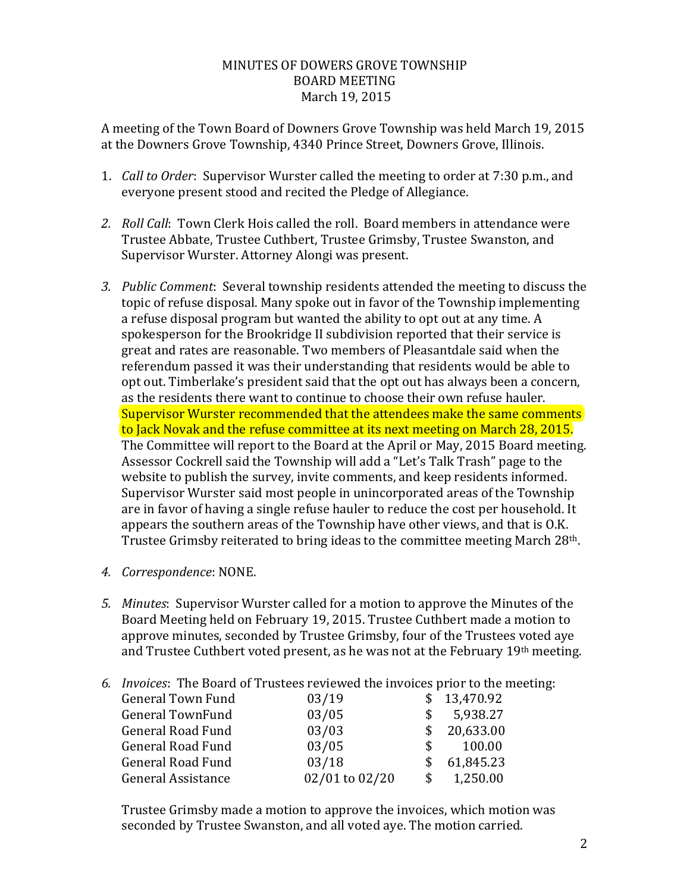MINUTES OF DOWERS GROVE TOWNSHIP
BOARD MEETING
March 19, 2015

A meeting of the Town Board of Downers Grove Township was held March 19, 2015 at the Downers Grove Township, 4340 Prince Street, Downers Grove, Illinois.

1. *Call to Order*: Supervisor Wurster called the meeting to order at 7:30 p.m., and everyone present stood and recited the Pledge of Allegiance.

2. *Roll Call*: Town Clerk Hois called the roll. Board members in attendance were Trustee Abbate, Trustee Cuthbert, Trustee Grimsby, Trustee Swanston, and Supervisor Wurster. Attorney Alongi was present.

3. *Public Comment*: Several township residents attended the meeting to discuss the topic of refuse disposal. Many spoke out in favor of the Township implementing a refuse disposal program but wanted the ability to opt out at any time. A spokesperson for the Brookridge II subdivision reported that their service is great and rates are reasonable. Two members of Pleasantdale said when the referendum passed it was their understanding that residents would be able to opt out. Timberlake's president said that the opt out has always been a concern, as the residents there want to continue to choose their own refuse hauler. Supervisor Wurster recommended that the attendees make the same comments to Jack Novak and the refuse committee at its next meeting on March 28, 2015. The Committee will report to the Board at the April or May, 2015 Board meeting. Assessor Cockrell said the Township will add a "Let's Talk Trash" page to the website to publish the survey, invite comments, and keep residents informed. Supervisor Wurster said most people in unincorporated areas of the Township are in favor of having a single refuse hauler to reduce the cost per household. It appears the southern areas of the Township have other views, and that is O.K. Trustee Grimsby reiterated to bring ideas to the committee meeting March 28th.

4. *Correspondence*: NONE.

5. *Minutes*: Supervisor Wurster called for a motion to approve the Minutes of the Board Meeting held on February 19, 2015. Trustee Cuthbert made a motion to approve minutes, seconded by Trustee Grimsby, four of the Trustees voted aye and Trustee Cuthbert voted present, as he was not at the February 19th meeting.

6. *Invoices*: The Board of Trustees reviewed the invoices prior to the meeting:

| | | |
|---|---|---|
| General Town Fund | 03/19 | $ 13,470.92 |
| General TownFund | 03/05 | $ 5,938.27 |
| General Road Fund | 03/03 | $ 20,633.00 |
| General Road Fund | 03/05 | $ 100.00 |
| General Road Fund | 03/18 | $ 61,845.23 |
| General Assistance | 02/01 to 02/20 | $ 1,250.00 |

Trustee Grimsby made a motion to approve the invoices, which motion was seconded by Trustee Swanston, and all voted aye. The motion carried.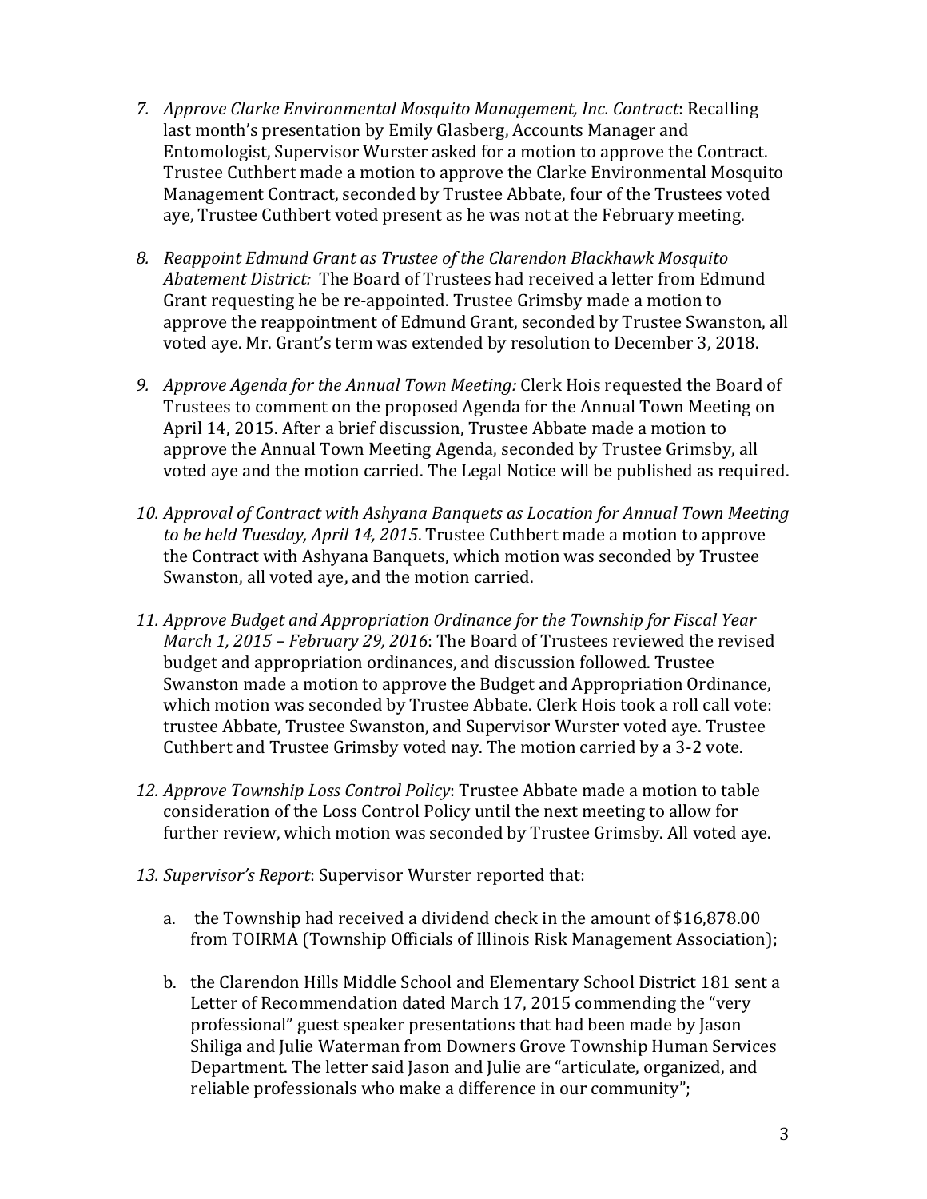7. *Approve Clarke Environmental Mosquito Management, Inc. Contract*: Recalling last month's presentation by Emily Glasberg, Accounts Manager and Entomologist, Supervisor Wurster asked for a motion to approve the Contract. Trustee Cuthbert made a motion to approve the Clarke Environmental Mosquito Management Contract, seconded by Trustee Abbate, four of the Trustees voted aye, Trustee Cuthbert voted present as he was not at the February meeting.

8. *Reappoint Edmund Grant as Trustee of the Clarendon Blackhawk Mosquito Abatement District:* The Board of Trustees had received a letter from Edmund Grant requesting he be re-appointed. Trustee Grimsby made a motion to approve the reappointment of Edmund Grant, seconded by Trustee Swanston, all voted aye. Mr. Grant's term was extended by resolution to December 3, 2018.

9. *Approve Agenda for the Annual Town Meeting:* Clerk Hois requested the Board of Trustees to comment on the proposed Agenda for the Annual Town Meeting on April 14, 2015. After a brief discussion, Trustee Abbate made a motion to approve the Annual Town Meeting Agenda, seconded by Trustee Grimsby, all voted aye and the motion carried. The Legal Notice will be published as required.

10. *Approval of Contract with Ashyana Banquets as Location for Annual Town Meeting to be held Tuesday, April 14, 2015*. Trustee Cuthbert made a motion to approve the Contract with Ashyana Banquets, which motion was seconded by Trustee Swanston, all voted aye, and the motion carried.

11. *Approve Budget and Appropriation Ordinance for the Township for Fiscal Year March 1, 2015 – February 29, 2016*: The Board of Trustees reviewed the revised budget and appropriation ordinances, and discussion followed. Trustee Swanston made a motion to approve the Budget and Appropriation Ordinance, which motion was seconded by Trustee Abbate. Clerk Hois took a roll call vote: trustee Abbate, Trustee Swanston, and Supervisor Wurster voted aye. Trustee Cuthbert and Trustee Grimsby voted nay. The motion carried by a 3-2 vote.

12. *Approve Township Loss Control Policy*: Trustee Abbate made a motion to table consideration of the Loss Control Policy until the next meeting to allow for further review, which motion was seconded by Trustee Grimsby. All voted aye.

13. *Supervisor's Report*: Supervisor Wurster reported that:

    a. the Township had received a dividend check in the amount of $16,878.00 from TOIRMA (Township Officials of Illinois Risk Management Association);

    b. the Clarendon Hills Middle School and Elementary School District 181 sent a Letter of Recommendation dated March 17, 2015 commending the "very professional" guest speaker presentations that had been made by Jason Shiliga and Julie Waterman from Downers Grove Township Human Services Department. The letter said Jason and Julie are "articulate, organized, and reliable professionals who make a difference in our community";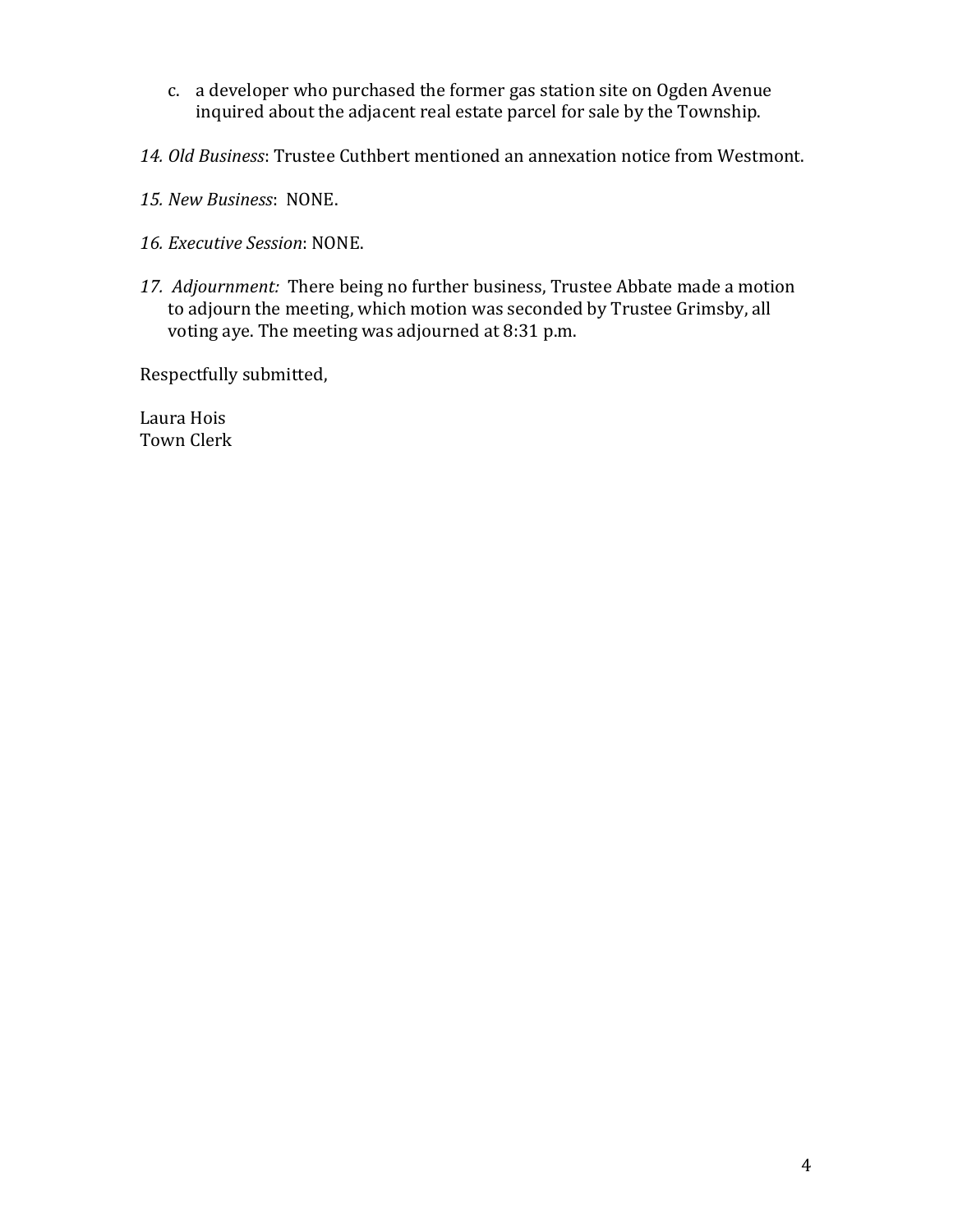c. a developer who purchased the former gas station site on Ogden Avenue inquired about the adjacent real estate parcel for sale by the Township.

*14. Old Business*: Trustee Cuthbert mentioned an annexation notice from Westmont.

*15. New Business*: NONE.

*16. Executive Session*: NONE.

*17. Adjournment:* There being no further business, Trustee Abbate made a motion to adjourn the meeting, which motion was seconded by Trustee Grimsby, all voting aye. The meeting was adjourned at 8:31 p.m.

Respectfully submitted,

Laura Hois
Town Clerk